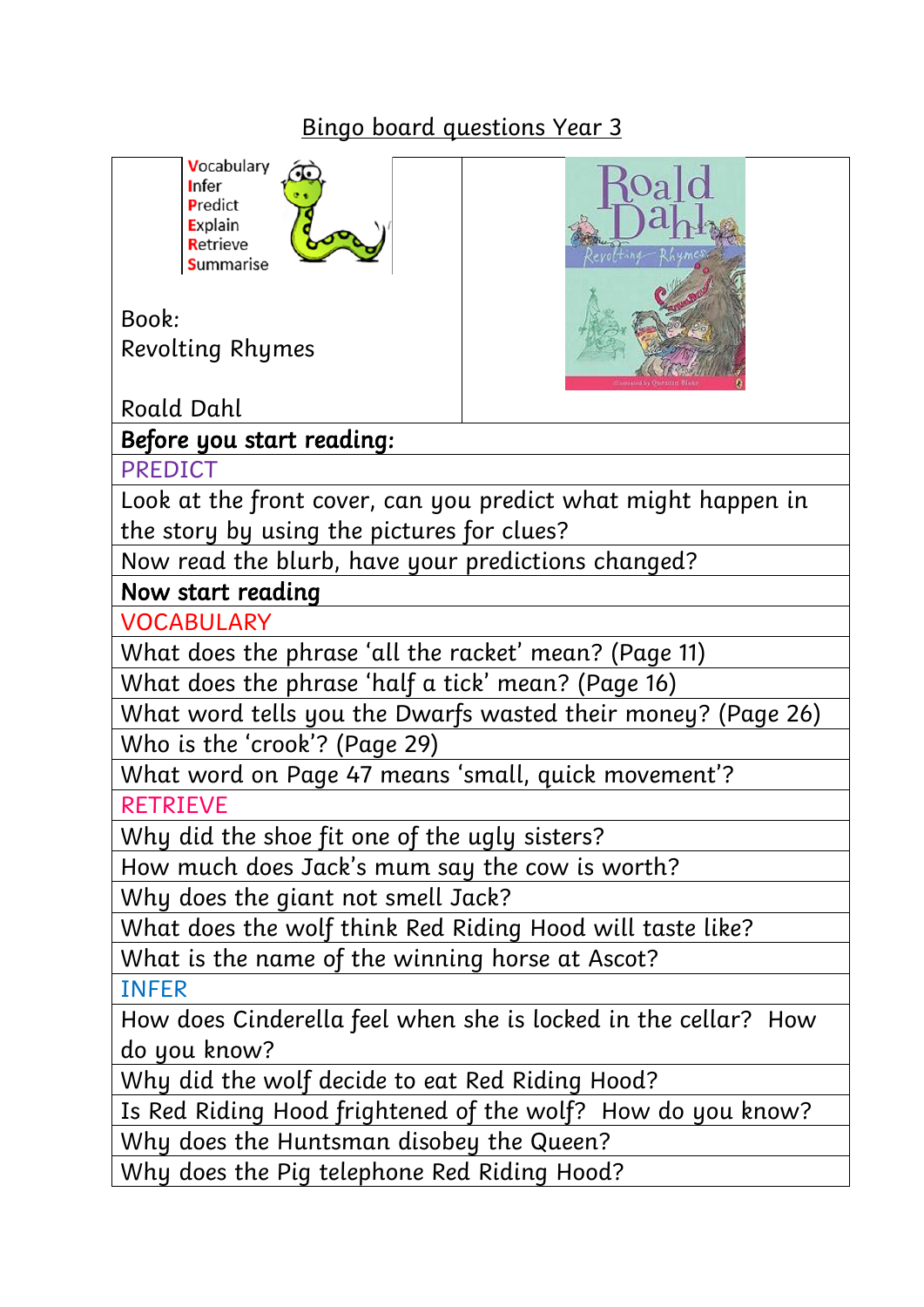# Bingo board questions Year 3

| **V**ocabulary<br>**I**nfer<br>**P**redict<br>**E**xplain<br>**R**etrieve<br>**S**ummarise<br><br>Book:<br>Revolting Rhymes<br><br>Roald Dahl | |
|---|---|
| **Before you start reading:** | |
| PREDICT | |
| Look at the front cover, can you predict what might happen in the story by using the pictures for clues? | |
| Now read the blurb, have your predictions changed? | |
| **Now start reading** | |
| VOCABULARY | |
| What does the phrase 'all the racket' mean? (Page 11) | |
| What does the phrase 'half a tick' mean? (Page 16) | |
| What word tells you the Dwarfs wasted their money? (Page 26) | |
| Who is the 'crook'? (Page 29) | |
| What word on Page 47 means 'small, quick movement'? | |
| RETRIEVE | |
| Why did the shoe fit one of the ugly sisters? | |
| How much does Jack's mum say the cow is worth? | |
| Why does the giant not smell Jack? | |
| What does the wolf think Red Riding Hood will taste like? | |
| What is the name of the winning horse at Ascot? | |
| INFER | |
| How does Cinderella feel when she is locked in the cellar? How do you know? | |
| Why did the wolf decide to eat Red Riding Hood? | |
| Is Red Riding Hood frightened of the wolf? How do you know? | |
| Why does the Huntsman disobey the Queen? | |
| Why does the Pig telephone Red Riding Hood? | |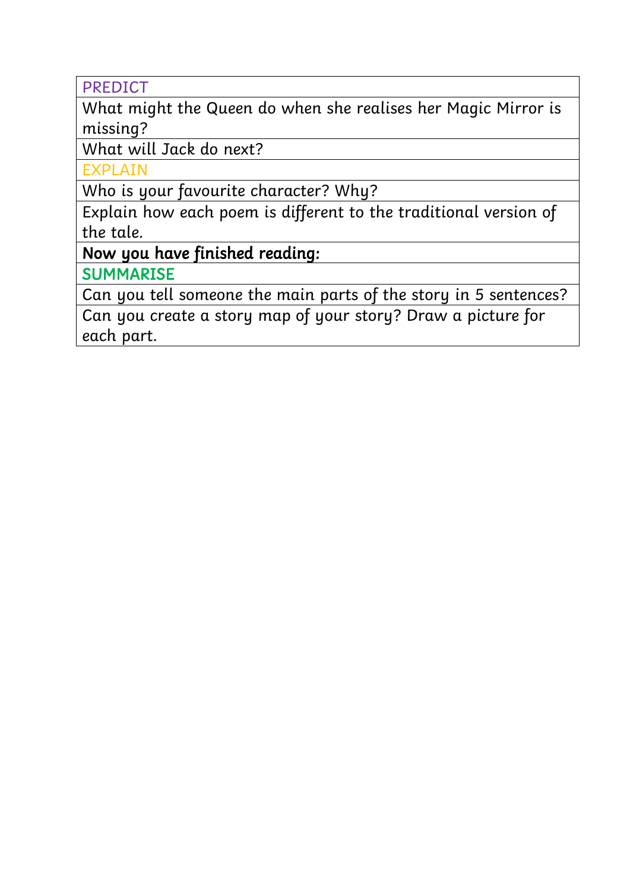| |
|---|
| PREDICT |
| What might the Queen do when she realises her Magic Mirror is missing? |
| What will Jack do next? |
| EXPLAIN |
| Who is your favourite character? Why? |
| Explain how each poem is different to the traditional version of the tale. |
| **Now you have finished reading:** |
| SUMMARISE |
| Can you tell someone the main parts of the story in 5 sentences? |
| Can you create a story map of your story? Draw a picture for each part. |